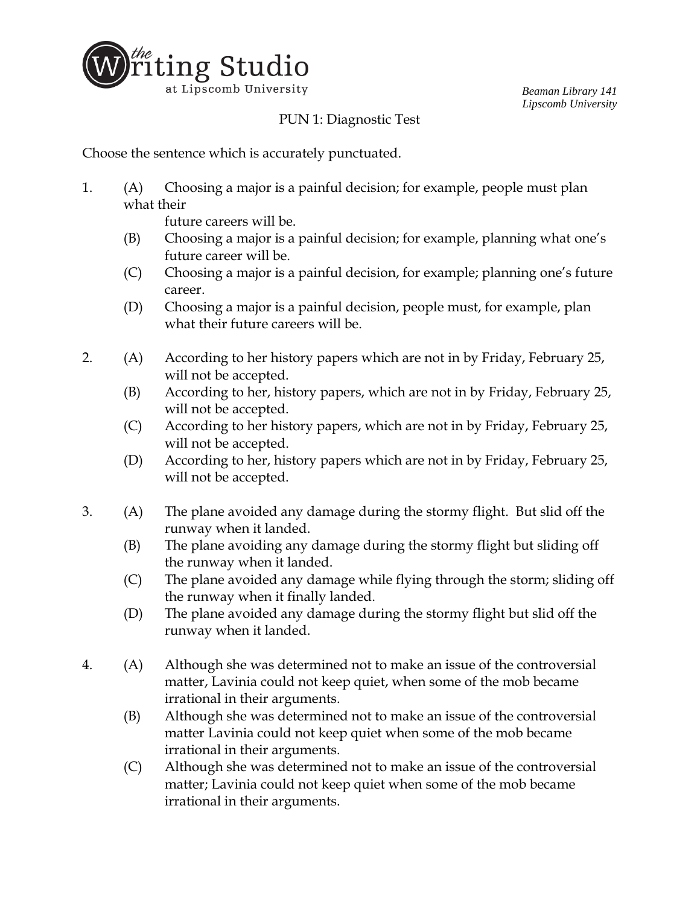Beaman Library 141
*Lipscomb University*

PUN 1: Diagnostic Test

Choose the sentence which is accurately punctuated.

1. (A) Choosing a major is a painful decision; for example, people must plan what their future careers will be.
   (B) Choosing a major is a painful decision; for example, planning what one's future career will be.
   (C) Choosing a major is a painful decision, for example; planning one's future career.
   (D) Choosing a major is a painful decision, people must, for example, plan what their future careers will be.

2. (A) According to her history papers which are not in by Friday, February 25, will not be accepted.
   (B) According to her, history papers, which are not in by Friday, February 25, will not be accepted.
   (C) According to her history papers, which are not in by Friday, February 25, will not be accepted.
   (D) According to her, history papers which are not in by Friday, February 25, will not be accepted.

3. (A) The plane avoided any damage during the stormy flight. But slid off the runway when it landed.
   (B) The plane avoiding any damage during the stormy flight but sliding off the runway when it landed.
   (C) The plane avoided any damage while flying through the storm; sliding off the runway when it finally landed.
   (D) The plane avoided any damage during the stormy flight but slid off the runway when it landed.

4. (A) Although she was determined not to make an issue of the controversial matter, Lavinia could not keep quiet, when some of the mob became irrational in their arguments.
   (B) Although she was determined not to make an issue of the controversial matter Lavinia could not keep quiet when some of the mob became irrational in their arguments.
   (C) Although she was determined not to make an issue of the controversial matter; Lavinia could not keep quiet when some of the mob became irrational in their arguments.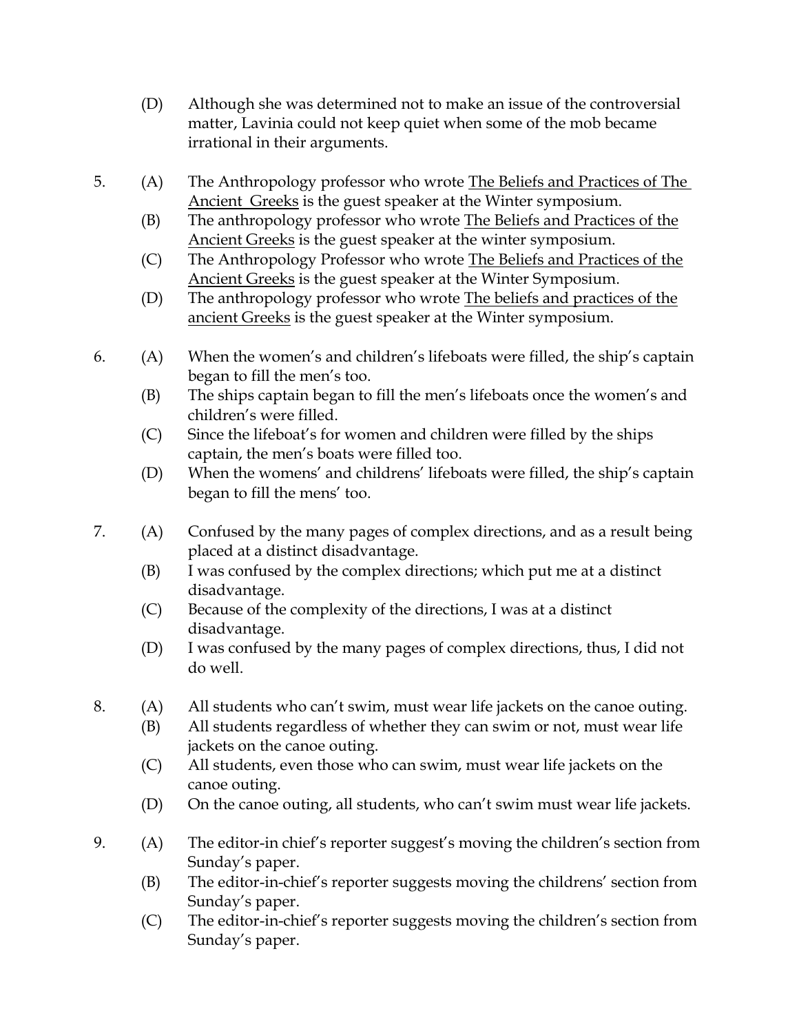(D) Although she was determined not to make an issue of the controversial matter, Lavinia could not keep quiet when some of the mob became irrational in their arguments.

5. (A) The Anthropology professor who wrote <u>The Beliefs and Practices of The Ancient  Greeks</u> is the guest speaker at the Winter symposium.
   (B) The anthropology professor who wrote <u>The Beliefs and Practices of the Ancient Greeks</u> is the guest speaker at the winter symposium.
   (C) The Anthropology Professor who wrote <u>The Beliefs and Practices of the Ancient Greeks</u> is the guest speaker at the Winter Symposium.
   (D) The anthropology professor who wrote <u>The beliefs and practices of the ancient Greeks</u> is the guest speaker at the Winter symposium.

6. (A) When the women's and children's lifeboats were filled, the ship's captain began to fill the men's too.
   (B) The ships captain began to fill the men's lifeboats once the women's and children's were filled.
   (C) Since the lifeboat's for women and children were filled by the ships captain, the men's boats were filled too.
   (D) When the womens' and childrens' lifeboats were filled, the ship's captain began to fill the mens' too.

7. (A) Confused by the many pages of complex directions, and as a result being placed at a distinct disadvantage.
   (B) I was confused by the complex directions; which put me at a distinct disadvantage.
   (C) Because of the complexity of the directions, I was at a distinct disadvantage.
   (D) I was confused by the many pages of complex directions, thus, I did not do well.

8. (A) All students who can't swim, must wear life jackets on the canoe outing.
   (B) All students regardless of whether they can swim or not, must wear life jackets on the canoe outing.
   (C) All students, even those who can swim, must wear life jackets on the canoe outing.
   (D) On the canoe outing, all students, who can't swim must wear life jackets.

9. (A) The editor-in chief's reporter suggest's moving the children's section from Sunday's paper.
   (B) The editor-in-chief's reporter suggests moving the childrens' section from Sunday's paper.
   (C) The editor-in-chief's reporter suggests moving the children's section from Sunday's paper.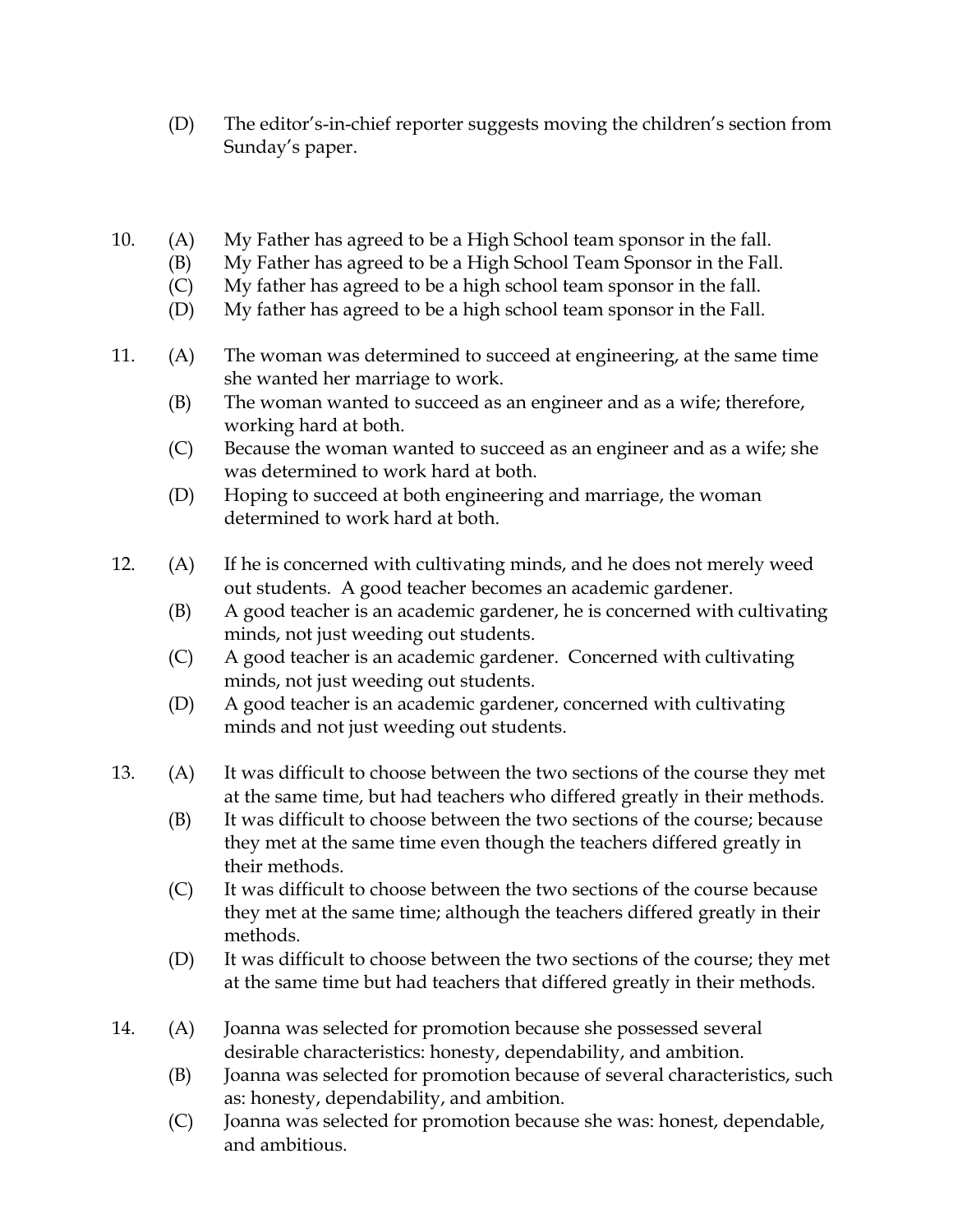(D) The editor's-in-chief reporter suggests moving the children's section from Sunday's paper.

10. (A) My Father has agreed to be a High School team sponsor in the fall.
    (B) My Father has agreed to be a High School Team Sponsor in the Fall.
    (C) My father has agreed to be a high school team sponsor in the fall.
    (D) My father has agreed to be a high school team sponsor in the Fall.

11. (A) The woman was determined to succeed at engineering, at the same time she wanted her marriage to work.
    (B) The woman wanted to succeed as an engineer and as a wife; therefore, working hard at both.
    (C) Because the woman wanted to succeed as an engineer and as a wife; she was determined to work hard at both.
    (D) Hoping to succeed at both engineering and marriage, the woman determined to work hard at both.

12. (A) If he is concerned with cultivating minds, and he does not merely weed out students. A good teacher becomes an academic gardener.
    (B) A good teacher is an academic gardener, he is concerned with cultivating minds, not just weeding out students.
    (C) A good teacher is an academic gardener. Concerned with cultivating minds, not just weeding out students.
    (D) A good teacher is an academic gardener, concerned with cultivating minds and not just weeding out students.

13. (A) It was difficult to choose between the two sections of the course they met at the same time, but had teachers who differed greatly in their methods.
    (B) It was difficult to choose between the two sections of the course; because they met at the same time even though the teachers differed greatly in their methods.
    (C) It was difficult to choose between the two sections of the course because they met at the same time; although the teachers differed greatly in their methods.
    (D) It was difficult to choose between the two sections of the course; they met at the same time but had teachers that differed greatly in their methods.

14. (A) Joanna was selected for promotion because she possessed several desirable characteristics: honesty, dependability, and ambition.
    (B) Joanna was selected for promotion because of several characteristics, such as: honesty, dependability, and ambition.
    (C) Joanna was selected for promotion because she was: honest, dependable, and ambitious.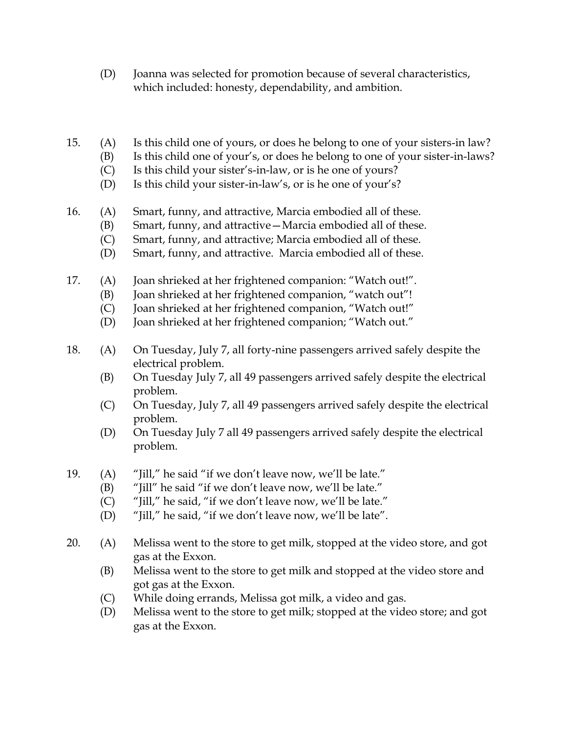(D) Joanna was selected for promotion because of several characteristics, which included: honesty, dependability, and ambition.

15. (A) Is this child one of yours, or does he belong to one of your sisters-in law?
    (B) Is this child one of your's, or does he belong to one of your sister-in-laws?
    (C) Is this child your sister's-in-law, or is he one of yours?
    (D) Is this child your sister-in-law's, or is he one of your's?

16. (A) Smart, funny, and attractive, Marcia embodied all of these.
    (B) Smart, funny, and attractive—Marcia embodied all of these.
    (C) Smart, funny, and attractive; Marcia embodied all of these.
    (D) Smart, funny, and attractive. Marcia embodied all of these.

17. (A) Joan shrieked at her frightened companion: "Watch out!".
    (B) Joan shrieked at her frightened companion, "watch out"!
    (C) Joan shrieked at her frightened companion, "Watch out!"
    (D) Joan shrieked at her frightened companion; "Watch out."

18. (A) On Tuesday, July 7, all forty-nine passengers arrived safely despite the electrical problem.
    (B) On Tuesday July 7, all 49 passengers arrived safely despite the electrical problem.
    (C) On Tuesday, July 7, all 49 passengers arrived safely despite the electrical problem.
    (D) On Tuesday July 7 all 49 passengers arrived safely despite the electrical problem.

19. (A) "Jill," he said "if we don't leave now, we'll be late."
    (B) "Jill" he said "if we don't leave now, we'll be late."
    (C) "Jill," he said, "if we don't leave now, we'll be late."
    (D) "Jill," he said, "if we don't leave now, we'll be late".

20. (A) Melissa went to the store to get milk, stopped at the video store, and got gas at the Exxon.
    (B) Melissa went to the store to get milk and stopped at the video store and got gas at the Exxon.
    (C) While doing errands, Melissa got milk, a video and gas.
    (D) Melissa went to the store to get milk; stopped at the video store; and got gas at the Exxon.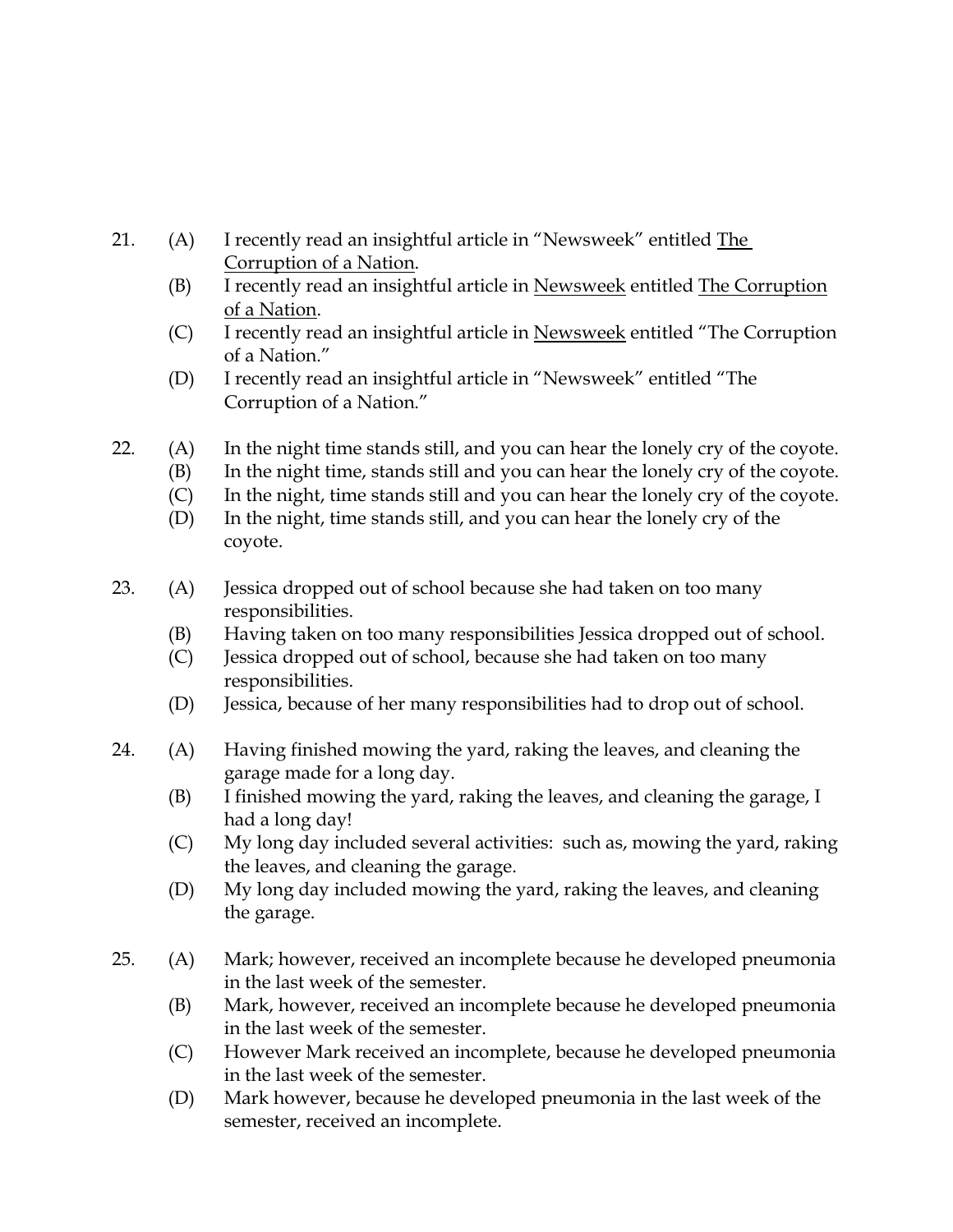21. (A) I recently read an insightful article in "Newsweek" entitled <u>The Corruption of a Nation</u>.
    (B) I recently read an insightful article in <u>Newsweek</u> entitled <u>The Corruption of a Nation</u>.
    (C) I recently read an insightful article in <u>Newsweek</u> entitled "The Corruption of a Nation."
    (D) I recently read an insightful article in "Newsweek" entitled "The Corruption of a Nation."

22. (A) In the night time stands still, and you can hear the lonely cry of the coyote.
    (B) In the night time, stands still and you can hear the lonely cry of the coyote.
    (C) In the night, time stands still and you can hear the lonely cry of the coyote.
    (D) In the night, time stands still, and you can hear the lonely cry of the coyote.

23. (A) Jessica dropped out of school because she had taken on too many responsibilities.
    (B) Having taken on too many responsibilities Jessica dropped out of school.
    (C) Jessica dropped out of school, because she had taken on too many responsibilities.
    (D) Jessica, because of her many responsibilities had to drop out of school.

24. (A) Having finished mowing the yard, raking the leaves, and cleaning the garage made for a long day.
    (B) I finished mowing the yard, raking the leaves, and cleaning the garage, I had a long day!
    (C) My long day included several activities: such as, mowing the yard, raking the leaves, and cleaning the garage.
    (D) My long day included mowing the yard, raking the leaves, and cleaning the garage.

25. (A) Mark; however, received an incomplete because he developed pneumonia in the last week of the semester.
    (B) Mark, however, received an incomplete because he developed pneumonia in the last week of the semester.
    (C) However Mark received an incomplete, because he developed pneumonia in the last week of the semester.
    (D) Mark however, because he developed pneumonia in the last week of the semester, received an incomplete.